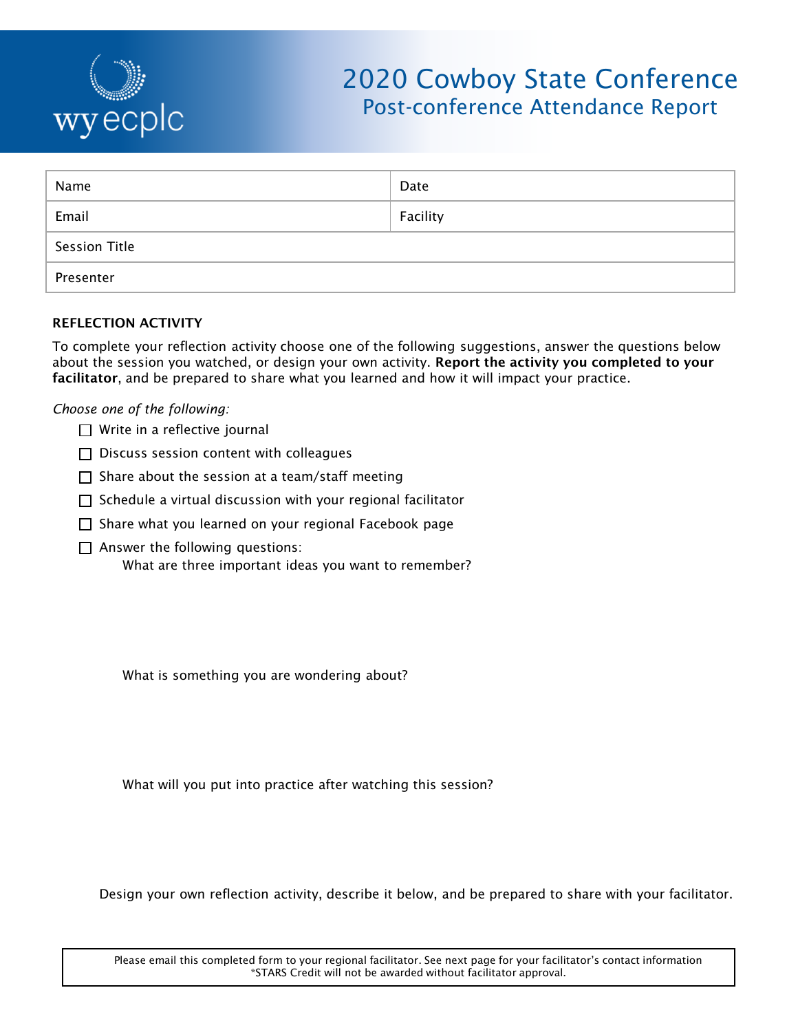wy ecplc

# 2020 Cowboy State Conference

## Post-conference Attendance Report

| Name | Date |
|---|---|
| Email | Facility |
| Session Title | |
| Presenter | |

### REFLECTION ACTIVITY

To complete your reflection activity choose one of the following suggestions, answer the questions below about the session you watched, or design your own activity. **Report the activity you completed to your facilitator**, and be prepared to share what you learned and how it will impact your practice.

*Choose one of the following:*

- ☐ Write in a reflective journal
- ☐ Discuss session content with colleagues
- ☐ Share about the session at a team/staff meeting
- ☐ Schedule a virtual discussion with your regional facilitator
- ☐ Share what you learned on your regional Facebook page
- ☐ Answer the following questions:

  What are three important ideas you want to remember?

  What is something you are wondering about?

  What will you put into practice after watching this session?

Design your own reflection activity, describe it below, and be prepared to share with your facilitator.

Please email this completed form to your regional facilitator. See next page for your facilitator's contact information
*STARS Credit will not be awarded without facilitator approval.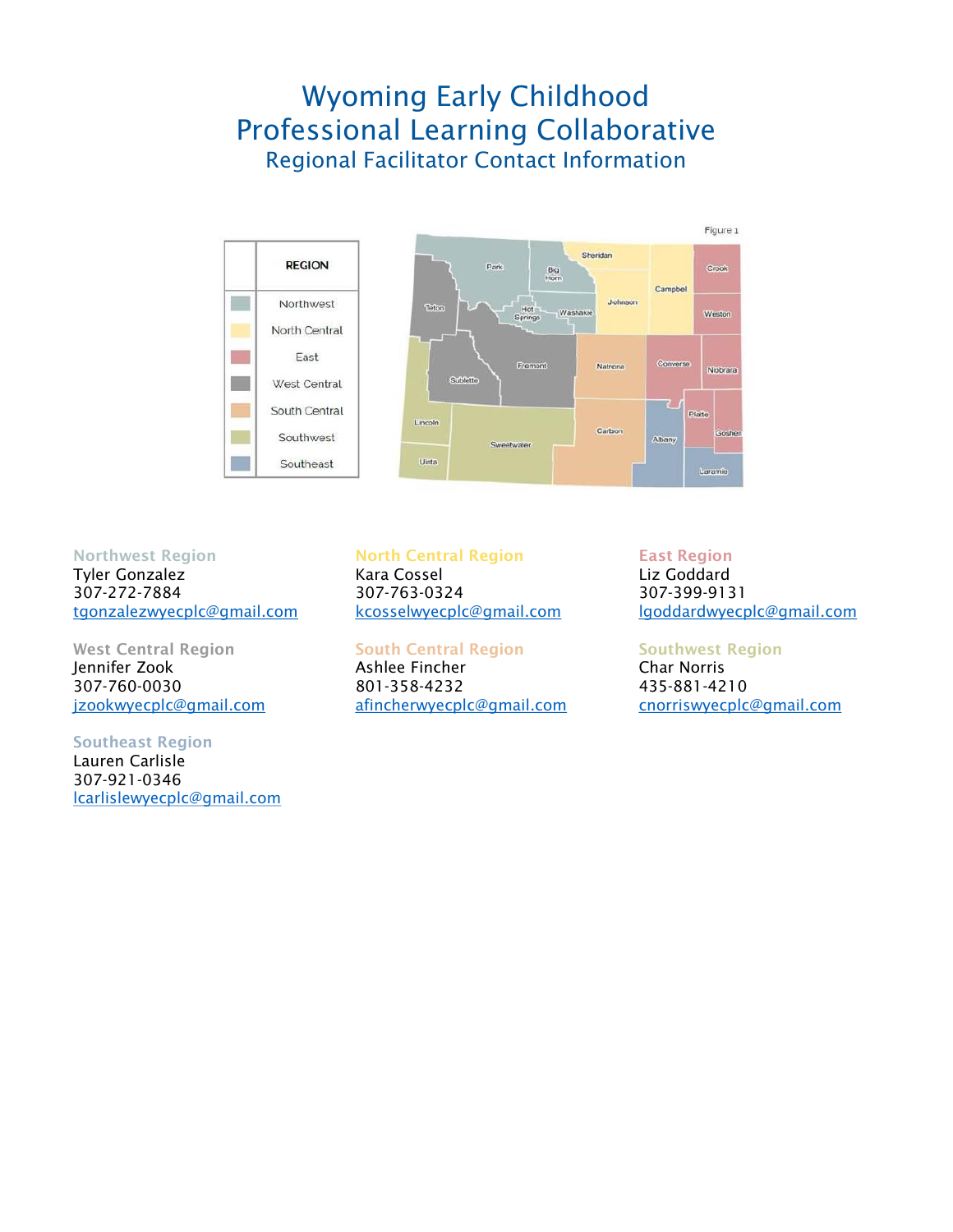# Wyoming Early Childhood Professional Learning Collaborative

## Regional Facilitator Contact Information

Figure 1

| | REGION |
|---|---|
| | Northwest |
| | North Central |
| | East |
| | West Central |
| | South Central |
| | Southwest |
| | Southeast |

Park
Big Horn
Sheridan
Crook
Campbell
Teton
Hot Springs
Washakie
Johnson
Weston
Fremont
Natrona
Converse
Niobrara
Sublette
Platte
Goshen
Lincoln
Carbon
Albany
Sweetwater
Uinta
Laramie

### Northwest Region
Tyler Gonzalez
307-272-7884
tgonzalezwyecplc@gmail.com

### North Central Region
Kara Cossel
307-763-0324
kcosselwyecplc@gmail.com

### East Region
Liz Goddard
307-399-9131
lgoddardwyecplc@gmail.com

### West Central Region
Jennifer Zook
307-760-0030
jzookwyecplc@gmail.com

### South Central Region
Ashlee Fincher
801-358-4232
afincherwyecplc@gmail.com

### Southwest Region
Char Norris
435-881-4210
cnorriswyecplc@gmail.com

### Southeast Region
Lauren Carlisle
307-921-0346
lcarlislewyecplc@gmail.com